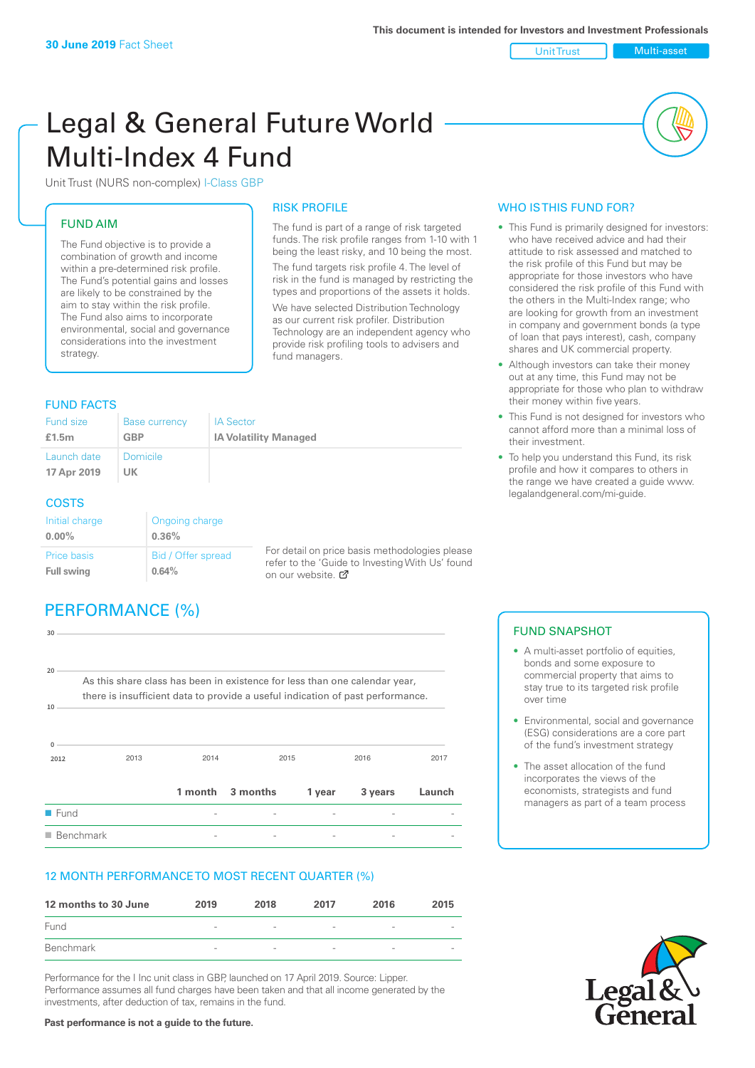**30 June 2019** Fact Sheet

This document is intended for Investors and Investment Professionals

Unit Trust | Multi-asset

# Legal & General Future World Multi-Index 4 Fund

Unit Trust (NURS non-complex) I-Class GBP

## FUND AIM

The Fund objective is to provide a combination of growth and income within a pre-determined risk profile. The Fund's potential gains and losses are likely to be constrained by the aim to stay within the risk profile. The Fund also aims to incorporate environmental, social and governance considerations into the investment strategy.

## RISK PROFILE

The fund is part of a range of risk targeted funds. The risk profile ranges from 1-10 with 1 being the least risky, and 10 being the most.

The fund targets risk profile 4. The level of risk in the fund is managed by restricting the types and proportions of the assets it holds.

We have selected Distribution Technology as our current risk profiler. Distribution Technology are an independent agency who provide risk profiling tools to advisers and fund managers.

## WHO IS THIS FUND FOR?

- This Fund is primarily designed for investors: who have received advice and had their attitude to risk assessed and matched to the risk profile of this Fund but may be appropriate for those investors who have considered the risk profile of this Fund with the others in the Multi-Index range; who are looking for growth from an investment in company and government bonds (a type of loan that pays interest), cash, company shares and UK commercial property.
- Although investors can take their money out at any time, this Fund may not be appropriate for those who plan to withdraw their money within five years.
- This Fund is not designed for investors who cannot afford more than a minimal loss of their investment.
- To help you understand this Fund, its risk profile and how it compares to others in the range we have created a guide www.legalandgeneral.com/mi-guide.

## FUND FACTS

| Fund size | Base currency | IA Sector |
|---|---|---|
| **£1.5m** | **GBP** | **IA Volatility Managed** |
| Launch date | Domicile | |
| **17 Apr 2019** | **UK** | |

## COSTS

| Initial charge | Ongoing charge |
|---|---|
| **0.00%** | **0.36%** |
| Price basis | Bid / Offer spread |
| **Full swing** | **0.64%** |

For detail on price basis methodologies please refer to the 'Guide to Investing With Us' found on our website.

## PERFORMANCE (%)

30
20
10
0
2012 2013 2014 2015 2016 2017

As this share class has been in existence for less than one calendar year, there is insufficient data to provide a useful indication of past performance.

| | 1 month | 3 months | 1 year | 3 years | Launch |
|---|---|---|---|---|---|
| Fund | - | - | - | - | - |
| Benchmark | - | - | - | - | - |

## FUND SNAPSHOT

- A multi-asset portfolio of equities, bonds and some exposure to commercial property that aims to stay true to its targeted risk profile over time
- Environmental, social and governance (ESG) considerations are a core part of the fund's investment strategy
- The asset allocation of the fund incorporates the views of the economists, strategists and fund managers as part of a team process

## 12 MONTH PERFORMANCE TO MOST RECENT QUARTER (%)

| 12 months to 30 June | 2019 | 2018 | 2017 | 2016 | 2015 |
|---|---|---|---|---|---|
| Fund | - | - | - | - | - |
| Benchmark | - | - | - | - | - |

Performance for the I Inc unit class in GBP, launched on 17 April 2019. Source: Lipper. Performance assumes all fund charges have been taken and that all income generated by the investments, after deduction of tax, remains in the fund.

**Past performance is not a guide to the future.**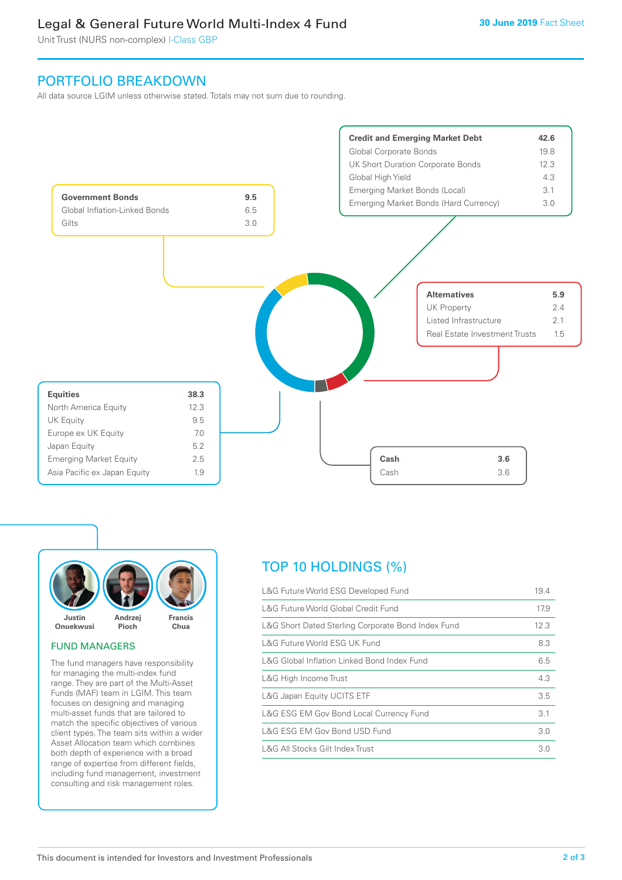## PORTFOLIO BREAKDOWN

All data source LGIM unless otherwise stated. Totals may not sum due to rounding.

| | |
|---|---|
| **Credit and Emerging Market Debt** | **42.6** |
| Global Corporate Bonds | 19.8 |
| UK Short Duration Corporate Bonds | 12.3 |
| Global High Yield | 4.3 |
| Emerging Market Bonds (Local) | 3.1 |
| Emerging Market Bonds (Hard Currency) | 3.0 |

| | |
|---|---|
| **Government Bonds** | **9.5** |
| Global Inflation-Linked Bonds | 6.5 |
| Gilts | 3.0 |

| | |
|---|---|
| **Alternatives** | **5.9** |
| UK Property | 2.4 |
| Listed Infrastructure | 2.1 |
| Real Estate Investment Trusts | 1.5 |

| | |
|---|---|
| **Equities** | **38.3** |
| North America Equity | 12.3 |
| UK Equity | 9.5 |
| Europe ex UK Equity | 7.0 |
| Japan Equity | 5.2 |
| Emerging Market Equity | 2.5 |
| Asia Pacific ex Japan Equity | 1.9 |

| | |
|---|---|
| **Cash** | **3.6** |
| Cash | 3.6 |

Justin Onuekwusi
Andrzej Pioch
Francis Chua

### FUND MANAGERS

The fund managers have responsibility for managing the multi-index fund range. They are part of the Multi-Asset Funds (MAF) team in LGIM. This team focuses on designing and managing multi-asset funds that are tailored to match the specific objectives of various client types. The team sits within a wider Asset Allocation team which combines both depth of experience with a broad range of expertise from different fields, including fund management, investment consulting and risk management roles.

## TOP 10 HOLDINGS (%)

| | |
|---|---|
| L&G Future World ESG Developed Fund | 19.4 |
| L&G Future World Global Credit Fund | 17.9 |
| L&G Short Dated Sterling Corporate Bond Index Fund | 12.3 |
| L&G Future World ESG UK Fund | 8.3 |
| L&G Global Inflation Linked Bond Index Fund | 6.5 |
| L&G High Income Trust | 4.3 |
| L&G Japan Equity UCITS ETF | 3.5 |
| L&G ESG EM Gov Bond Local Currency Fund | 3.1 |
| L&G ESG EM Gov Bond USD Fund | 3.0 |
| L&G All Stocks Gilt Index Trust | 3.0 |

This document is intended for Investors and Investment Professionals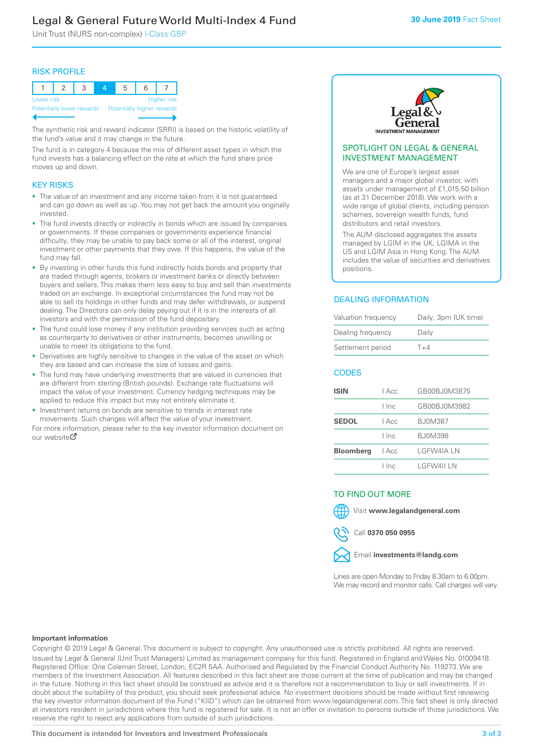# Legal & General Future World Multi-Index 4 Fund

Unit Trust (NURS non-complex) I-Class GBP

**30 June 2019** Fact Sheet

## RISK PROFILE

| 1 | 2 | 3 | 4 | 5 | 6 | 7 |
|---|---|---|---|---|---|---|

Lower risk — Higher risk

Potentially lower rewards — Potentially higher rewards

The synthetic risk and reward indicator (SRRI) is based on the historic volatility of the fund's value and it may change in the future.

The fund is in category 4 because the mix of different asset types in which the fund invests has a balancing effect on the rate at which the fund share price moves up and down.

## KEY RISKS

- The value of an investment and any income taken from it is not guaranteed and can go down as well as up. You may not get back the amount you originally invested.
- The fund invests directly or indirectly in bonds which are issued by companies or governments. If these companies or governments experience financial difficulty, they may be unable to pay back some or all of the interest, original investment or other payments that they owe. If this happens, the value of the fund may fall.
- By investing in other funds this fund indirectly holds bonds and property that are traded through agents, brokers or investment banks or directly between buyers and sellers. This makes them less easy to buy and sell than investments traded on an exchange. In exceptional circumstances the fund may not be able to sell its holdings in other funds and may defer withdrawals, or suspend dealing. The Directors can only delay paying out if it is in the interests of all investors and with the permission of the fund depositary.
- The fund could lose money if any institution providing services such as acting as counterparty to derivatives or other instruments, becomes unwilling or unable to meet its obligations to the fund.
- Derivatives are highly sensitive to changes in the value of the asset on which they are based and can increase the size of losses and gains.
- The fund may have underlying investments that are valued in currencies that are different from sterling (British pounds). Exchange rate fluctuations will impact the value of your investment. Currency hedging techniques may be applied to reduce this impact but may not entirely eliminate it.
- Investment returns on bonds are sensitive to trends in interest rate movements. Such changes will affect the value of your investment.

For more information, please refer to the key investor information document on our website

## SPOTLIGHT ON LEGAL & GENERAL INVESTMENT MANAGEMENT

We are one of Europe's largest asset managers and a major global investor, with assets under management of £1,015.50 billion (as at 31 December 2018). We work with a wide range of global clients, including pension schemes, sovereign wealth funds, fund distributors and retail investors.

The AUM disclosed aggregates the assets managed by LGIM in the UK, LGIMA in the US and LGIM Asia in Hong Kong. The AUM includes the value of securities and derivatives positions.

## DEALING INFORMATION

| | |
|---|---|
| Valuation frequency | Daily, 3pm (UK time) |
| Dealing frequency | Daily |
| Settlement period | T+4 |

## CODES

| | | |
|---|---|---|
| **ISIN** | I Acc | GB00BJ0M3875 |
| | I Inc | GB00BJ0M3982 |
| **SEDOL** | I Acc | BJ0M387 |
| | I Inc | BJ0M398 |
| **Bloomberg** | I Acc | LGFW4IA LN |
| | I Inc | LGFW4II LN |

## TO FIND OUT MORE

Visit **www.legalandgeneral.com**

Call **0370 050 0955**

Email **investments@landg.com**

Lines are open Monday to Friday 8.30am to 6.00pm. We may record and monitor calls. Call charges will vary.

**Important information**

Copyright © 2019 Legal & General. This document is subject to copyright. Any unauthorised use is strictly prohibited. All rights are reserved. Issued by Legal & General (Unit Trust Managers) Limited as management company for this fund. Registered in England and Wales No. 01009418. Registered Office: One Coleman Street, London, EC2R 5AA. Authorised and Regulated by the Financial Conduct Authority No. 119273. We are members of the Investment Association. All features described in this fact sheet are those current at the time of publication and may be changed in the future. Nothing in this fact sheet should be construed as advice and it is therefore not a recommendation to buy or sell investments. If in doubt about the suitability of this product, you should seek professional advice. No investment decisions should be made without first reviewing the key investor information document of the Fund ("KIID") which can be obtained from www.legalandgeneral.com. This fact sheet is only directed at investors resident in jurisdictions where this fund is registered for sale. It is not an offer or invitation to persons outside of those jurisdictions. We reserve the right to reject any applications from outside of such jurisdictions.

This document is intended for Investors and Investment Professionals